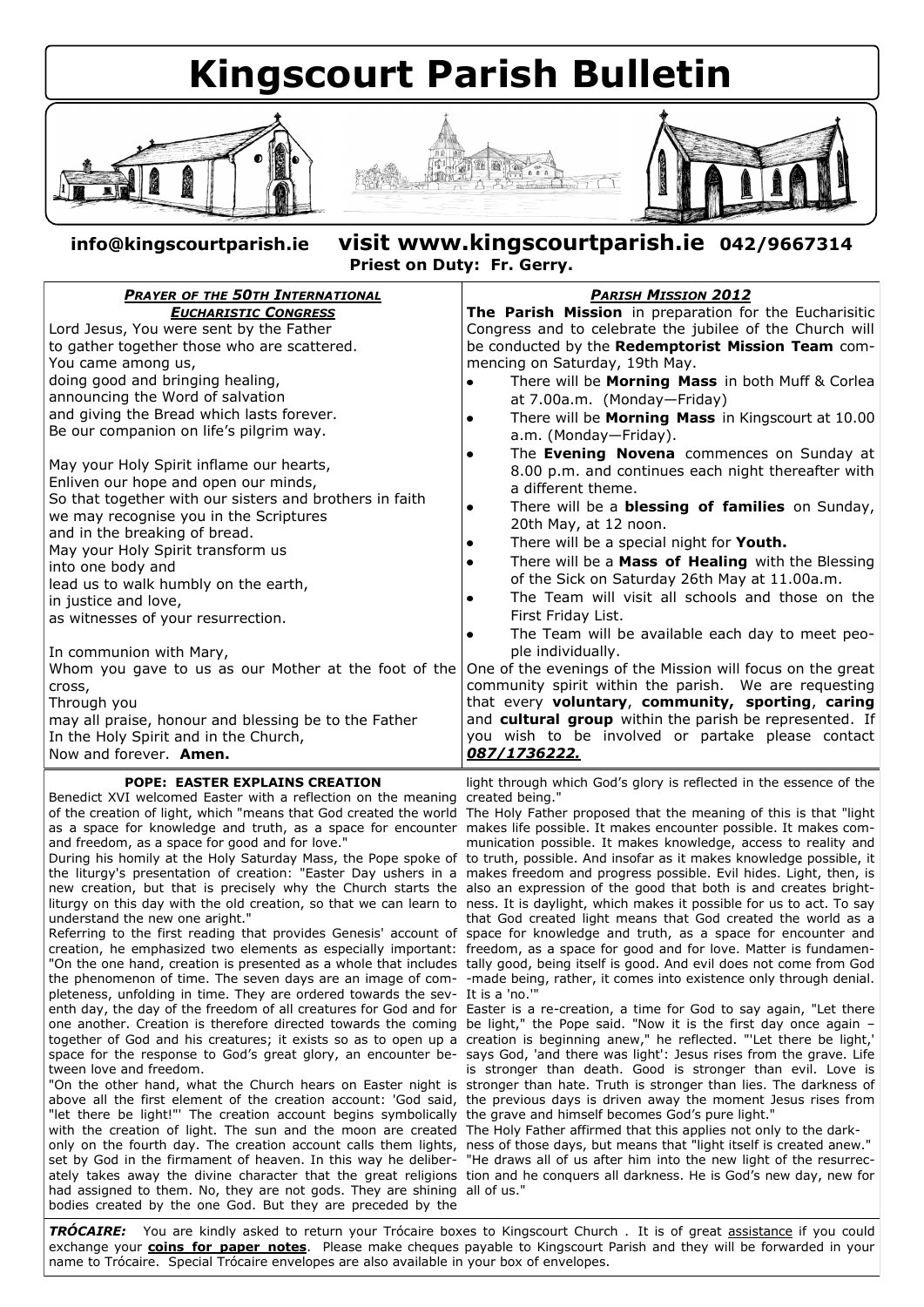# Kingscourt Parish Bulletin

**info@kingscourtparish.ie** **visit www.kingscourtparish.ie** **042/9667314**

**Priest on Duty: Fr. Gerry.**

## *Prayer of the 50th International Eucharistic Congress*

Lord Jesus, You were sent by the Father
to gather together those who are scattered.
You came among us,
doing good and bringing healing,
announcing the Word of salvation
and giving the Bread which lasts forever.
Be our companion on life's pilgrim way.

May your Holy Spirit inflame our hearts,
Enliven our hope and open our minds,
So that together with our sisters and brothers in faith
we may recognise you in the Scriptures
and in the breaking of bread.
May your Holy Spirit transform us
into one body and
lead us to walk humbly on the earth,
in justice and love,
as witnesses of your resurrection.

In communion with Mary,
Whom you gave to us as our Mother at the foot of the cross,
Through you
may all praise, honour and blessing be to the Father
In the Holy Spirit and in the Church,
Now and forever. **Amen.**

## *Parish Mission 2012*

**The Parish Mission** in preparation for the Eucharisitic Congress and to celebrate the jubilee of the Church will be conducted by the **Redemptorist Mission Team** commencing on Saturday, 19th May.

- There will be **Morning Mass** in both Muff & Corlea at 7.00a.m. (Monday—Friday)
- There will be **Morning Mass** in Kingscourt at 10.00 a.m. (Monday—Friday).
- The **Evening Novena** commences on Sunday at 8.00 p.m. and continues each night thereafter with a different theme.
- There will be a **blessing of families** on Sunday, 20th May, at 12 noon.
- There will be a special night for **Youth.**
- There will be a **Mass of Healing** with the Blessing of the Sick on Saturday 26th May at 11.00a.m.
- The Team will visit all schools and those on the First Friday List.
- The Team will be available each day to meet people individually.

One of the evenings of the Mission will focus on the great community spirit within the parish. We are requesting that every **voluntary**, **community, sporting**, **caring** and **cultural group** within the parish be represented. If you wish to be involved or partake please contact ***087/1736222.***

## POPE: EASTER EXPLAINS CREATION

Benedict XVI welcomed Easter with a reflection on the meaning of the creation of light, which "means that God created the world as a space for knowledge and truth, as a space for encounter and freedom, as a space for good and for love."

During his homily at the Holy Saturday Mass, the Pope spoke of the liturgy's presentation of creation: "Easter Day ushers in a new creation, but that is precisely why the Church starts the liturgy on this day with the old creation, so that we can learn to understand the new one aright."

Referring to the first reading that provides Genesis' account of creation, he emphasized two elements as especially important: "On the one hand, creation is presented as a whole that includes the phenomenon of time. The seven days are an image of completeness, unfolding in time. They are ordered towards the seventh day, the day of the freedom of all creatures for God and for one another. Creation is therefore directed towards the coming together of God and his creatures; it exists so as to open up a space for the response to God's great glory, an encounter between love and freedom.

"On the other hand, what the Church hears on Easter night is above all the first element of the creation account: 'God said, "let there be light!"' The creation account begins symbolically with the creation of light. The sun and the moon are created only on the fourth day. The creation account calls them lights, set by God in the firmament of heaven. In this way he deliberately takes away the divine character that the great religions had assigned to them. No, they are not gods. They are shining bodies created by the one God. But they are preceded by the light through which God's glory is reflected in the essence of the created being."

The Holy Father proposed that the meaning of this is that "light makes life possible. It makes encounter possible. It makes communication possible. It makes knowledge, access to reality and to truth, possible. And insofar as it makes knowledge possible, it makes freedom and progress possible. Evil hides. Light, then, is also an expression of the good that both is and creates brightness. It is daylight, which makes it possible for us to act. To say that God created light means that God created the world as a space for knowledge and truth, as a space for encounter and freedom, as a space for good and for love. Matter is fundamentally good, being itself is good. And evil does not come from God-made being, rather, it comes into existence only through denial. It is a 'no.'"

Easter is a re-creation, a time for God to say again, "Let there be light," the Pope said. "Now it is the first day once again – creation is beginning anew," he reflected. "'Let there be light,' says God, 'and there was light': Jesus rises from the grave. Life is stronger than death. Good is stronger than evil. Love is stronger than hate. Truth is stronger than lies. The darkness of the previous days is driven away the moment Jesus rises from the grave and himself becomes God's pure light."

The Holy Father affirmed that this applies not only to the darkness of those days, but means that "light itself is created anew." "He draws all of us after him into the new light of the resurrection and he conquers all darkness. He is God's new day, new for all of us."

***TRÓCAIRE:*** You are kindly asked to return your Trócaire boxes to Kingscourt Church . It is of great assistance if you could exchange your **coins for paper notes**. Please make cheques payable to Kingscourt Parish and they will be forwarded in your name to Trócaire. Special Trócaire envelopes are also available in your box of envelopes.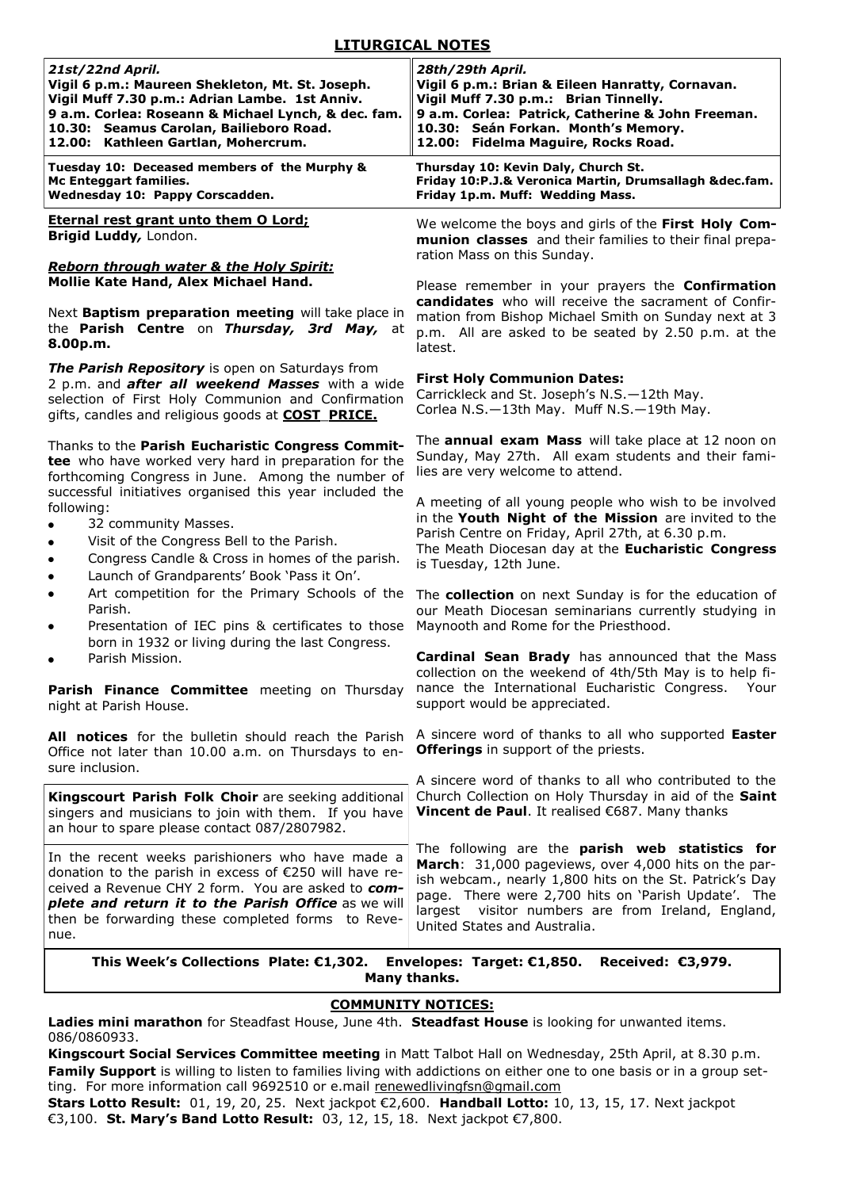## LITURGICAL NOTES

| | |
|---|---|
| ***21st/22nd April.*** **Vigil 6 p.m.: Maureen Shekleton, Mt. St. Joseph. Vigil Muff 7.30 p.m.: Adrian Lambe. 1st Anniv. 9 a.m. Corlea: Roseann & Michael Lynch, & dec. fam. 10.30: Seamus Carolan, Bailieboro Road. 12.00: Kathleen Gartlan, Mohercrum.** | ***28th/29th April.*** **Vigil 6 p.m.: Brian & Eileen Hanratty, Cornavan. Vigil Muff 7.30 p.m.: Brian Tinnelly. 9 a.m. Corlea: Patrick, Catherine & John Freeman. 10.30: Seán Forkan. Month's Memory. 12.00: Fidelma Maguire, Rocks Road.** |
| **Tuesday 10: Deceased members of the Murphy & Mc Enteggart families. Wednesday 10: Pappy Corscadden.** | **Thursday 10: Kevin Daly, Church St. Friday 10:P.J.& Veronica Martin, Drumsallagh &dec.fam. Friday 1p.m. Muff: Wedding Mass.** |

**Eternal rest grant unto them O Lord;**
**Brigid Luddy***,* London.

***Reborn through water & the Holy Spirit:***
**Mollie Kate Hand, Alex Michael Hand.**

Next **Baptism preparation meeting** will take place in the **Parish Centre** on ***Thursday, 3rd May,*** at **8.00p.m.**

***The Parish Repository*** is open on Saturdays from 2 p.m. and ***after all weekend Masses*** with a wide selection of First Holy Communion and Confirmation gifts, candles and religious goods at **COST PRICE.**

Thanks to the **Parish Eucharistic Congress Committee** who have worked very hard in preparation for the forthcoming Congress in June. Among the number of successful initiatives organised this year included the following:

- 32 community Masses.
- Visit of the Congress Bell to the Parish.
- Congress Candle & Cross in homes of the parish.
- Launch of Grandparents' Book 'Pass it On'.
- Art competition for the Primary Schools of the Parish.
- Presentation of IEC pins & certificates to those born in 1932 or living during the last Congress.
- Parish Mission.

**Parish Finance Committee** meeting on Thursday night at Parish House.

**All notices** for the bulletin should reach the Parish Office not later than 10.00 a.m. on Thursdays to ensure inclusion.

**Kingscourt Parish Folk Choir** are seeking additional singers and musicians to join with them. If you have an hour to spare please contact 087/2807982.

In the recent weeks parishioners who have made a donation to the parish in excess of €250 will have received a Revenue CHY 2 form. You are asked to ***complete and return it to the Parish Office*** as we will then be forwarding these completed forms to Revenue.

We welcome the boys and girls of the **First Holy Communion classes** and their families to their final preparation Mass on this Sunday.

Please remember in your prayers the **Confirmation candidates** who will receive the sacrament of Confirmation from Bishop Michael Smith on Sunday next at 3 p.m. All are asked to be seated by 2.50 p.m. at the latest.

**First Holy Communion Dates:**
Carrickleck and St. Joseph's N.S.—12th May.
Corlea N.S.—13th May. Muff N.S.—19th May.

The **annual exam Mass** will take place at 12 noon on Sunday, May 27th. All exam students and their families are very welcome to attend.

A meeting of all young people who wish to be involved in the **Youth Night of the Mission** are invited to the Parish Centre on Friday, April 27th, at 6.30 p.m.
The Meath Diocesan day at the **Eucharistic Congress** is Tuesday, 12th June.

The **collection** on next Sunday is for the education of our Meath Diocesan seminarians currently studying in Maynooth and Rome for the Priesthood.

**Cardinal Sean Brady** has announced that the Mass collection on the weekend of 4th/5th May is to help finance the International Eucharistic Congress. Your support would be appreciated.

A sincere word of thanks to all who supported **Easter Offerings** in support of the priests.

A sincere word of thanks to all who contributed to the Church Collection on Holy Thursday in aid of the **Saint Vincent de Paul**. It realised €687. Many thanks

The following are the **parish web statistics for March**: 31,000 pageviews, over 4,000 hits on the parish webcam., nearly 1,800 hits on the St. Patrick's Day page. There were 2,700 hits on 'Parish Update'. The largest visitor numbers are from Ireland, England, United States and Australia.

**This Week's Collections Plate: €1,302. Envelopes: Target: €1,850. Received: €3,979. Many thanks.**

## COMMUNITY NOTICES:

**Ladies mini marathon** for Steadfast House, June 4th. **Steadfast House** is looking for unwanted items. 086/0860933.

**Kingscourt Social Services Committee meeting** in Matt Talbot Hall on Wednesday, 25th April, at 8.30 p.m.

**Family Support** is willing to listen to families living with addictions on either one to one basis or in a group setting. For more information call 9692510 or e.mail renewedlivingfsn@gmail.com

**Stars Lotto Result:** 01, 19, 20, 25. Next jackpot €2,600. **Handball Lotto:** 10, 13, 15, 17. Next jackpot €3,100. **St. Mary's Band Lotto Result:** 03, 12, 15, 18. Next jackpot €7,800.